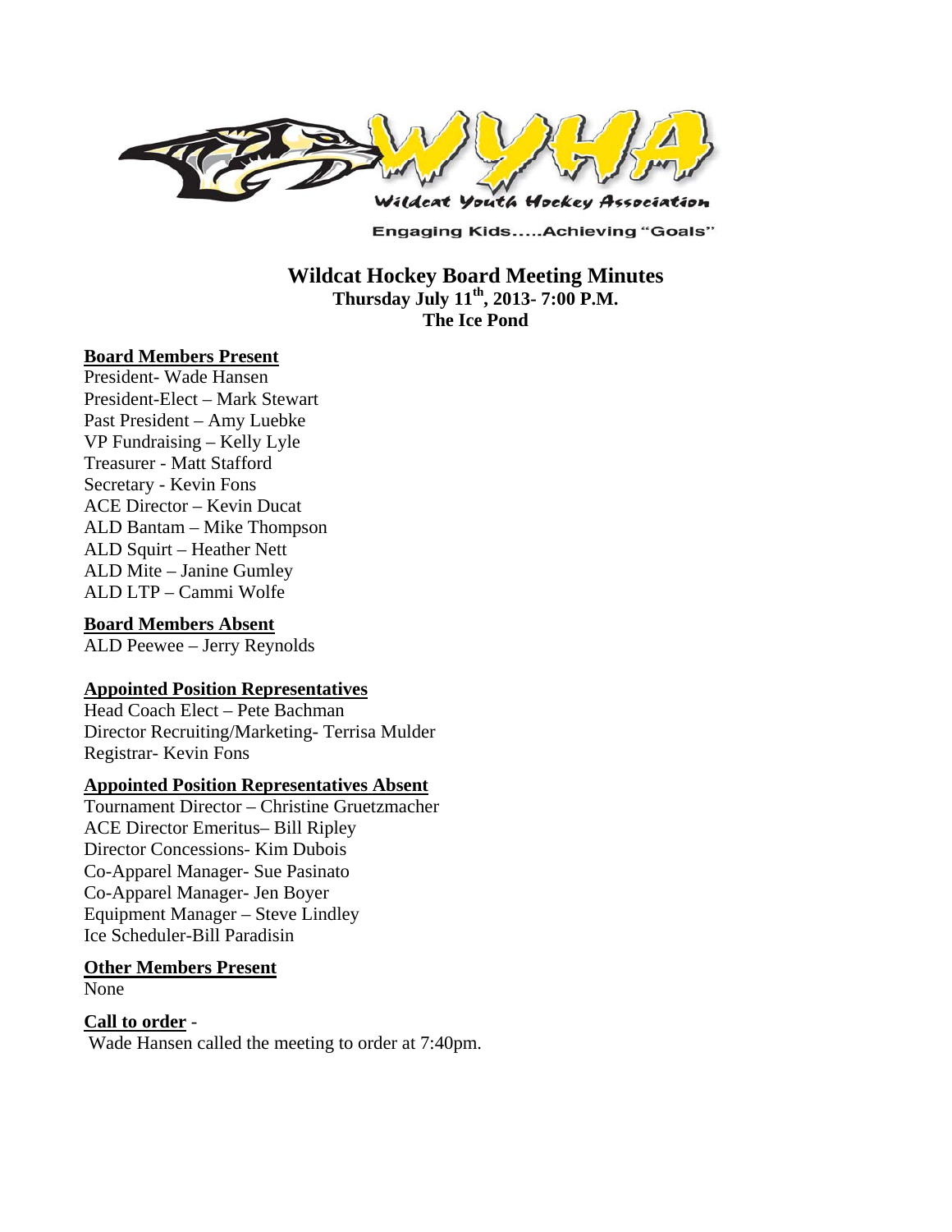Wildcat Youth Hockey Association

Engaging Kids.....Achieving "Goals"

# Wildcat Hockey Board Meeting Minutes

**Thursday July 11th, 2013- 7:00 P.M.**
**The Ice Pond**

**Board Members Present**

President- Wade Hansen
President-Elect – Mark Stewart
Past President – Amy Luebke
VP Fundraising – Kelly Lyle
Treasurer - Matt Stafford
Secretary - Kevin Fons
ACE Director – Kevin Ducat
ALD Bantam – Mike Thompson
ALD Squirt – Heather Nett
ALD Mite – Janine Gumley
ALD LTP – Cammi Wolfe

**Board Members Absent**

ALD Peewee – Jerry Reynolds

**Appointed Position Representatives**

Head Coach Elect – Pete Bachman
Director Recruiting/Marketing- Terrisa Mulder
Registrar- Kevin Fons

**Appointed Position Representatives Absent**

Tournament Director – Christine Gruetzmacher
ACE Director Emeritus– Bill Ripley
Director Concessions- Kim Dubois
Co-Apparel Manager- Sue Pasinato
Co-Apparel Manager- Jen Boyer
Equipment Manager – Steve Lindley
Ice Scheduler-Bill Paradisin

**Other Members Present**

None

**Call to order** -

Wade Hansen called the meeting to order at 7:40pm.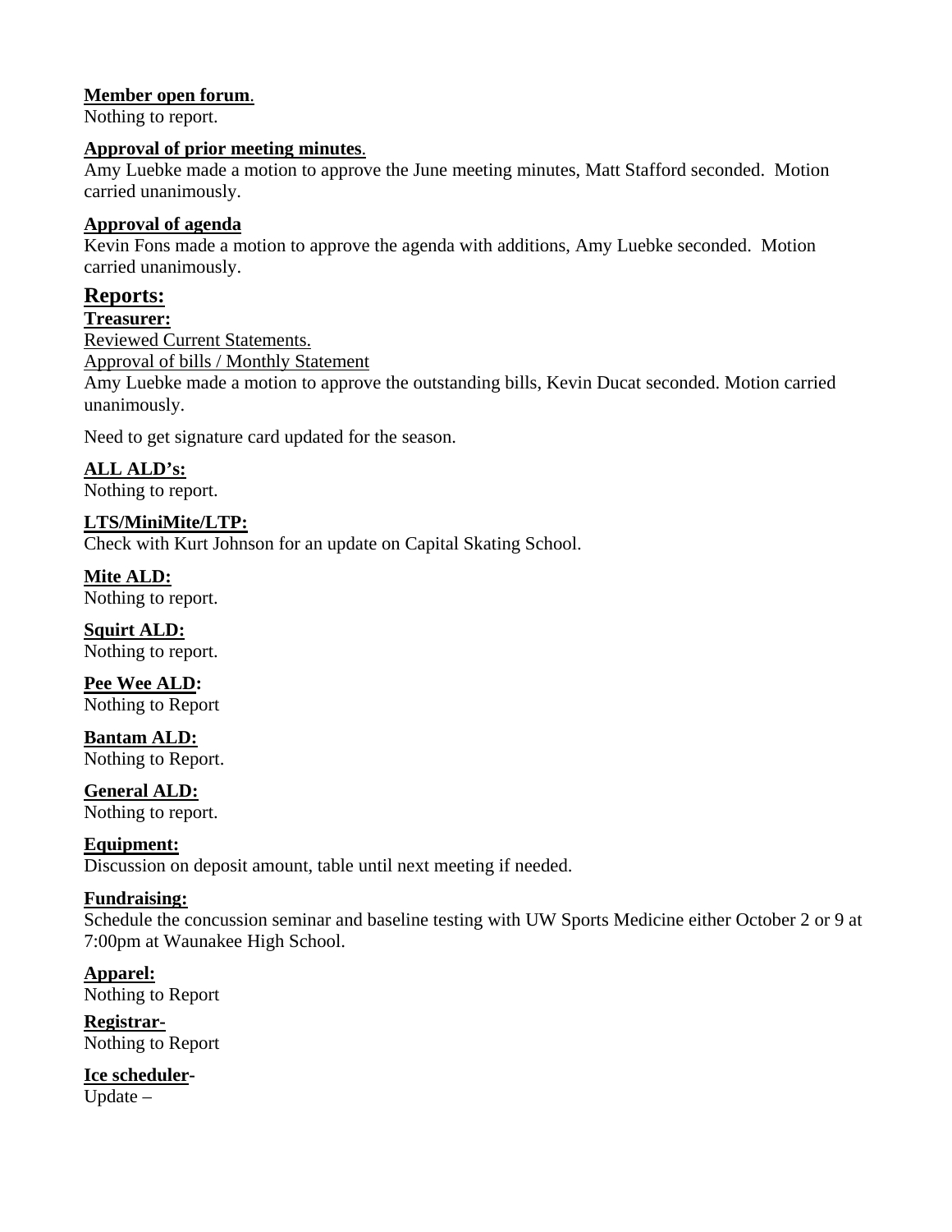**Member open forum**.
Nothing to report.

**Approval of prior meeting minutes**.
Amy Luebke made a motion to approve the June meeting minutes, Matt Stafford seconded. Motion carried unanimously.

**Approval of agenda**
Kevin Fons made a motion to approve the agenda with additions, Amy Luebke seconded. Motion carried unanimously.

## Reports:

**Treasurer:**
Reviewed Current Statements.
Approval of bills / Monthly Statement
Amy Luebke made a motion to approve the outstanding bills, Kevin Ducat seconded. Motion carried unanimously.

Need to get signature card updated for the season.

**ALL ALD's:**
Nothing to report.

**LTS/MiniMite/LTP:**
Check with Kurt Johnson for an update on Capital Skating School.

**Mite ALD:**
Nothing to report.

**Squirt ALD:**
Nothing to report.

**Pee Wee ALD:**
Nothing to Report

**Bantam ALD:**
Nothing to Report.

**General ALD:**
Nothing to report.

**Equipment:**
Discussion on deposit amount, table until next meeting if needed.

**Fundraising:**
Schedule the concussion seminar and baseline testing with UW Sports Medicine either October 2 or 9 at 7:00pm at Waunakee High School.

**Apparel:**
Nothing to Report

**Registrar-**
Nothing to Report

**Ice scheduler-**
Update –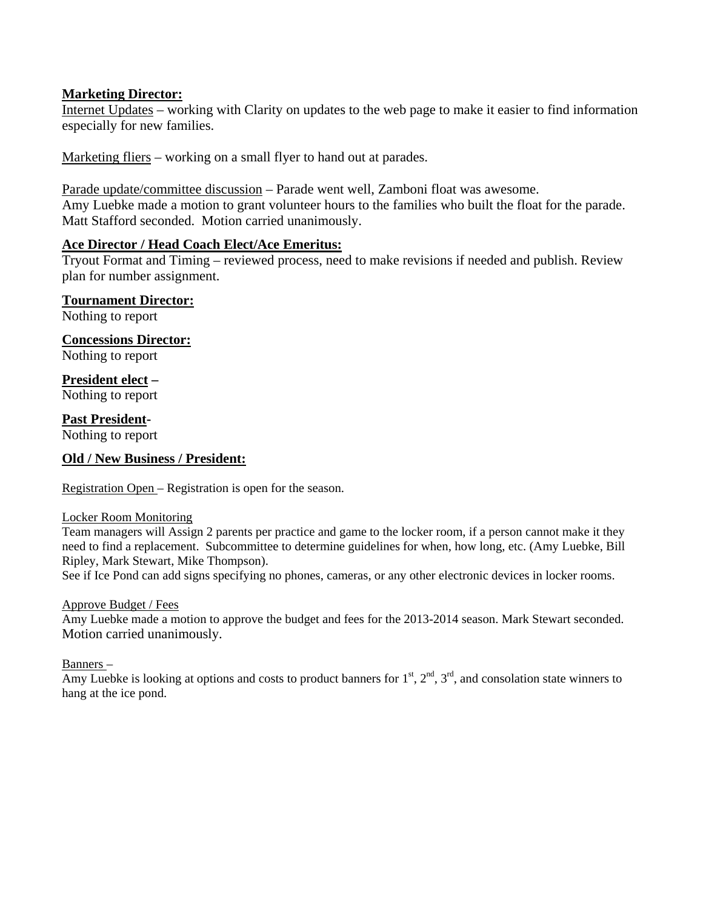**Marketing Director:**

Internet Updates – working with Clarity on updates to the web page to make it easier to find information especially for new families.

Marketing fliers – working on a small flyer to hand out at parades.

Parade update/committee discussion – Parade went well, Zamboni float was awesome.
Amy Luebke made a motion to grant volunteer hours to the families who built the float for the parade. Matt Stafford seconded. Motion carried unanimously.

**Ace Director / Head Coach Elect/Ace Emeritus:**

Tryout Format and Timing – reviewed process, need to make revisions if needed and publish. Review plan for number assignment.

**Tournament Director:**

Nothing to report

**Concessions Director:**

Nothing to report

**President elect –**

Nothing to report

**Past President-**

Nothing to report

**Old / New Business / President:**

Registration Open – Registration is open for the season.

Locker Room Monitoring

Team managers will Assign 2 parents per practice and game to the locker room, if a person cannot make it they need to find a replacement. Subcommittee to determine guidelines for when, how long, etc. (Amy Luebke, Bill Ripley, Mark Stewart, Mike Thompson).
See if Ice Pond can add signs specifying no phones, cameras, or any other electronic devices in locker rooms.

Approve Budget / Fees

Amy Luebke made a motion to approve the budget and fees for the 2013-2014 season. Mark Stewart seconded. Motion carried unanimously.

Banners –

Amy Luebke is looking at options and costs to product banners for 1st, 2nd, 3rd, and consolation state winners to hang at the ice pond.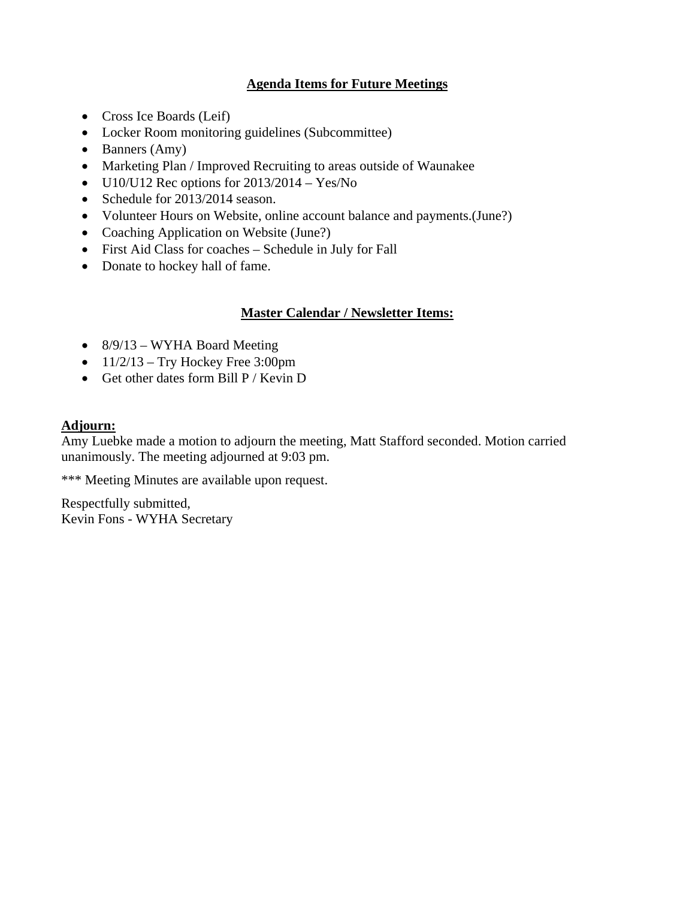## Agenda Items for Future Meetings

- Cross Ice Boards (Leif)
- Locker Room monitoring guidelines (Subcommittee)
- Banners (Amy)
- Marketing Plan / Improved Recruiting to areas outside of Waunakee
- U10/U12 Rec options for 2013/2014 – Yes/No
- Schedule for 2013/2014 season.
- Volunteer Hours on Website, online account balance and payments.(June?)
- Coaching Application on Website (June?)
- First Aid Class for coaches – Schedule in July for Fall
- Donate to hockey hall of fame.

## Master Calendar / Newsletter Items:

- 8/9/13 – WYHA Board Meeting
- 11/2/13 – Try Hockey Free 3:00pm
- Get other dates form Bill P / Kevin D

**Adjourn:**

Amy Luebke made a motion to adjourn the meeting, Matt Stafford seconded. Motion carried unanimously. The meeting adjourned at 9:03 pm.

*** Meeting Minutes are available upon request.

Respectfully submitted,
Kevin Fons - WYHA Secretary